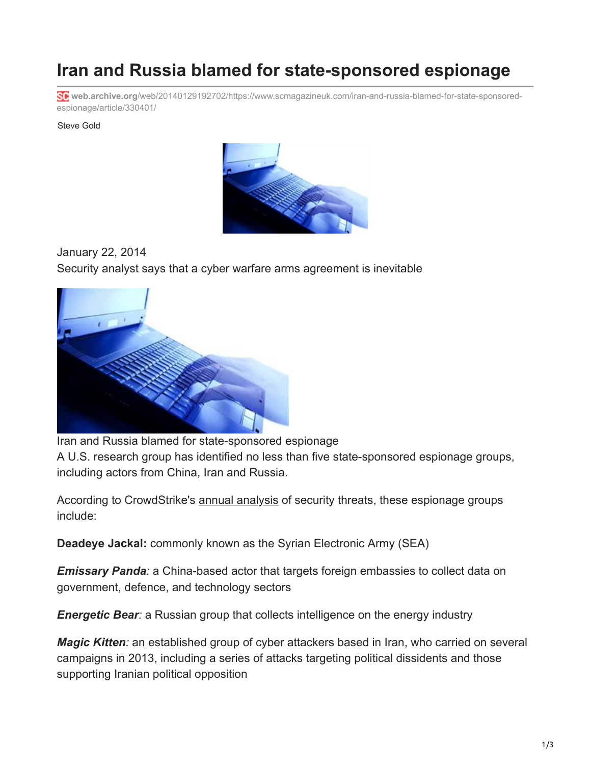# Iran and Russia blamed for state-sponsored espionage

web.archive.org/web/20140129192702/https://www.scmagazineuk.com/iran-and-russia-blamed-for-state-sponsored-espionage/article/330401/

Steve Gold

January 22, 2014

Security analyst says that a cyber warfare arms agreement is inevitable

Iran and Russia blamed for state-sponsored espionage

A U.S. research group has identified no less than five state-sponsored espionage groups, including actors from China, Iran and Russia.

According to CrowdStrike's annual analysis of security threats, these espionage groups include:

**Deadeye Jackal:** commonly known as the Syrian Electronic Army (SEA)

***Emissary Panda**:* a China-based actor that targets foreign embassies to collect data on government, defence, and technology sectors

***Energetic Bear**:* a Russian group that collects intelligence on the energy industry

***Magic Kitten**:* an established group of cyber attackers based in Iran, who carried on several campaigns in 2013, including a series of attacks targeting political dissidents and those supporting Iranian political opposition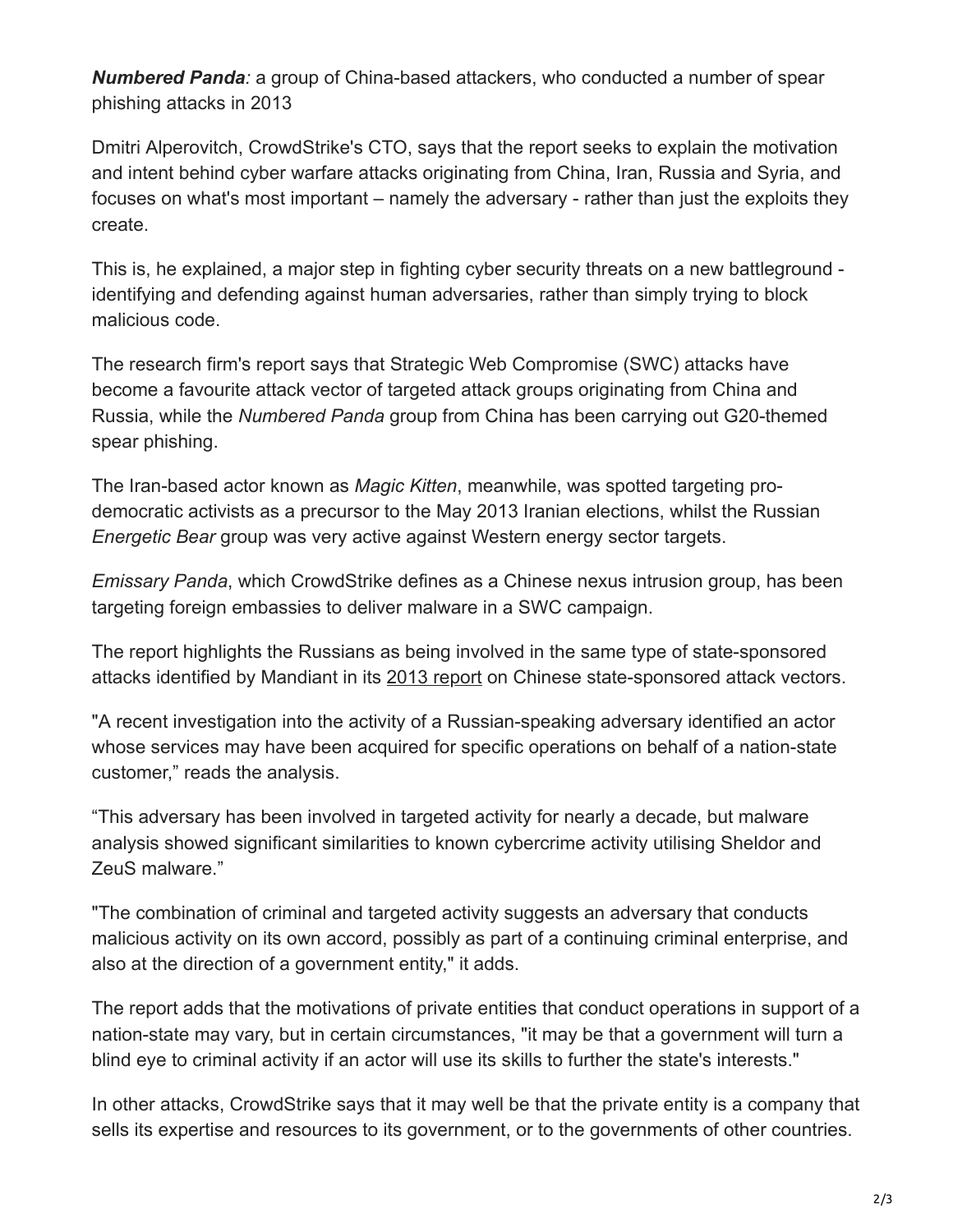***Numbered Panda**:* a group of China-based attackers, who conducted a number of spear phishing attacks in 2013

Dmitri Alperovitch, CrowdStrike's CTO, says that the report seeks to explain the motivation and intent behind cyber warfare attacks originating from China, Iran, Russia and Syria, and focuses on what's most important – namely the adversary - rather than just the exploits they create.

This is, he explained, a major step in fighting cyber security threats on a new battleground - identifying and defending against human adversaries, rather than simply trying to block malicious code.

The research firm's report says that Strategic Web Compromise (SWC) attacks have become a favourite attack vector of targeted attack groups originating from China and Russia, while the *Numbered Panda* group from China has been carrying out G20-themed spear phishing.

The Iran-based actor known as *Magic Kitten*, meanwhile, was spotted targeting pro-democratic activists as a precursor to the May 2013 Iranian elections, whilst the Russian *Energetic Bear* group was very active against Western energy sector targets.

*Emissary Panda*, which CrowdStrike defines as a Chinese nexus intrusion group, has been targeting foreign embassies to deliver malware in a SWC campaign.

The report highlights the Russians as being involved in the same type of state-sponsored attacks identified by Mandiant in its 2013 report on Chinese state-sponsored attack vectors.

"A recent investigation into the activity of a Russian-speaking adversary identified an actor whose services may have been acquired for specific operations on behalf of a nation-state customer," reads the analysis.

"This adversary has been involved in targeted activity for nearly a decade, but malware analysis showed significant similarities to known cybercrime activity utilising Sheldor and ZeuS malware."

"The combination of criminal and targeted activity suggests an adversary that conducts malicious activity on its own accord, possibly as part of a continuing criminal enterprise, and also at the direction of a government entity," it adds.

The report adds that the motivations of private entities that conduct operations in support of a nation-state may vary, but in certain circumstances, "it may be that a government will turn a blind eye to criminal activity if an actor will use its skills to further the state's interests."

In other attacks, CrowdStrike says that it may well be that the private entity is a company that sells its expertise and resources to its government, or to the governments of other countries.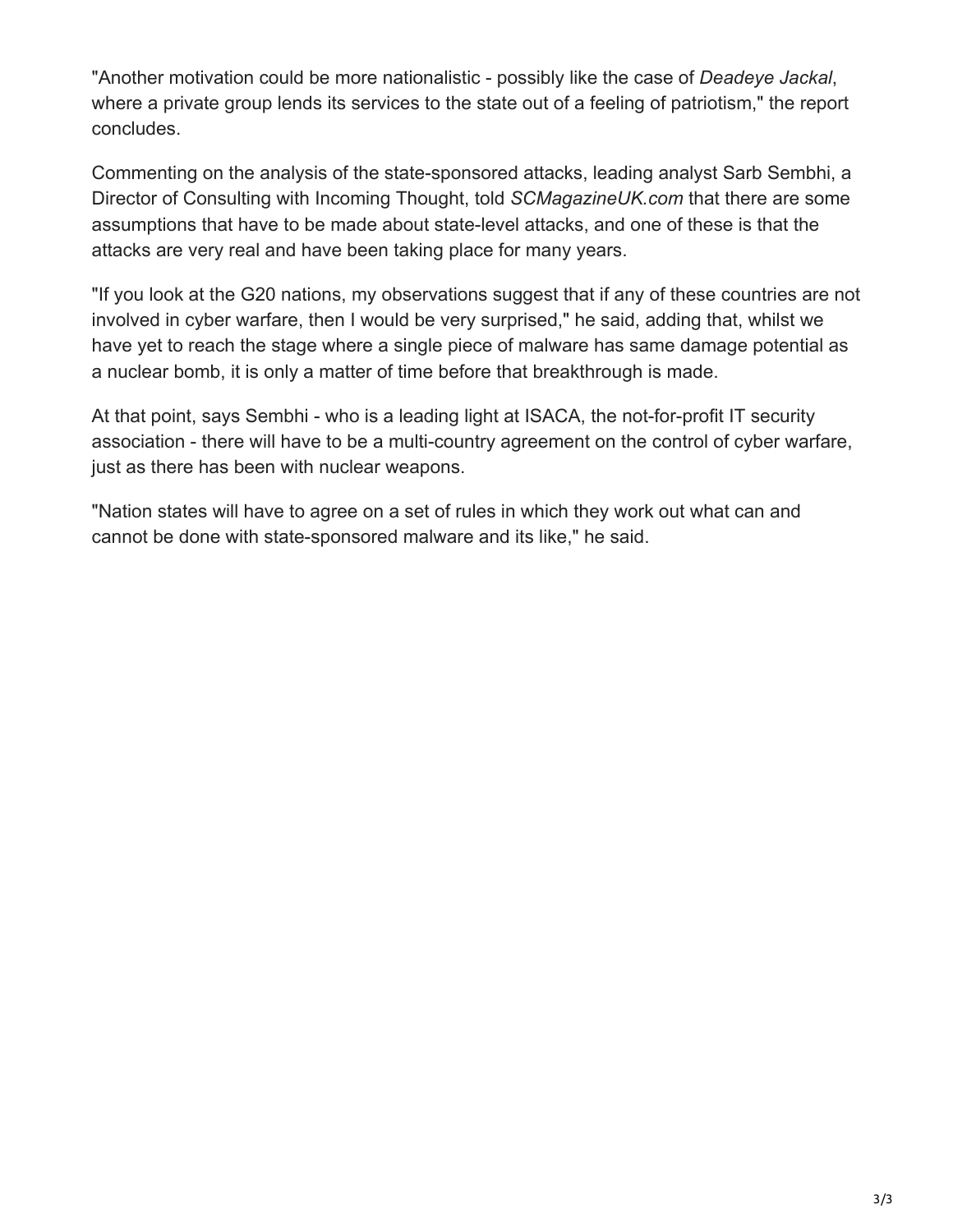"Another motivation could be more nationalistic - possibly like the case of *Deadeye Jackal*, where a private group lends its services to the state out of a feeling of patriotism," the report concludes.

Commenting on the analysis of the state-sponsored attacks, leading analyst Sarb Sembhi, a Director of Consulting with Incoming Thought, told *SCMagazineUK.com* that there are some assumptions that have to be made about state-level attacks, and one of these is that the attacks are very real and have been taking place for many years.

"If you look at the G20 nations, my observations suggest that if any of these countries are not involved in cyber warfare, then I would be very surprised," he said, adding that, whilst we have yet to reach the stage where a single piece of malware has same damage potential as a nuclear bomb, it is only a matter of time before that breakthrough is made.

At that point, says Sembhi - who is a leading light at ISACA, the not-for-profit IT security association - there will have to be a multi-country agreement on the control of cyber warfare, just as there has been with nuclear weapons.

"Nation states will have to agree on a set of rules in which they work out what can and cannot be done with state-sponsored malware and its like," he said.